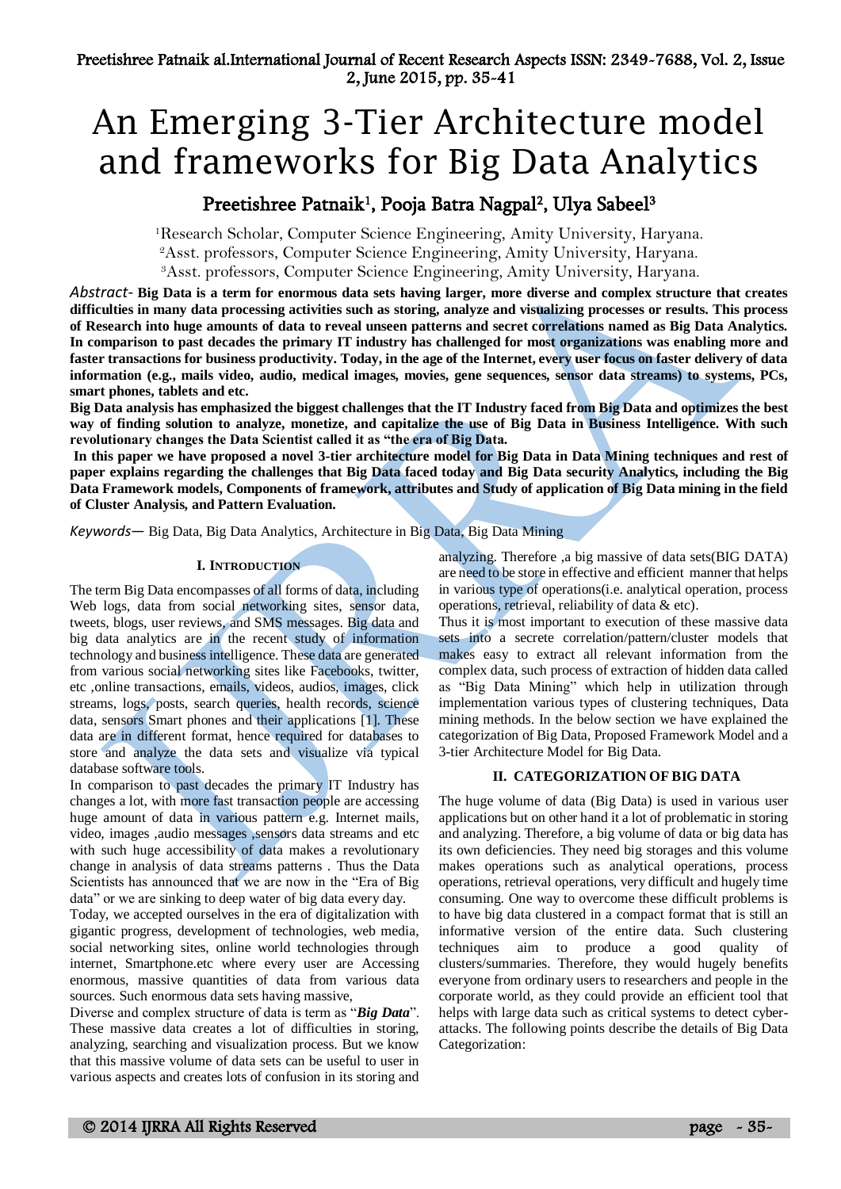# An Emerging 3-Tier Architecture model and frameworks for Big Data Analytics

## Preetishree Patnaik[1], Pooja Batra Nagpal[2], Ulya Sabeel[3]

[1]Research Scholar, Computer Science Engineering, Amity University, Haryana.
[2]Asst. professors, Computer Science Engineering, Amity University, Haryana.
[3]Asst. professors, Computer Science Engineering, Amity University, Haryana.

*Abstract-* **Big Data is a term for enormous data sets having larger, more diverse and complex structure that creates difficulties in many data processing activities such as storing, analyze and visualizing processes or results. This process of Research into huge amounts of data to reveal unseen patterns and secret correlations named as Big Data Analytics. In comparison to past decades the primary IT industry has challenged for most organizations was enabling more and faster transactions for business productivity. Today, in the age of the Internet, every user focus on faster delivery of data information (e.g., mails video, audio, medical images, movies, gene sequences, sensor data streams) to systems, PCs, smart phones, tablets and etc.**

**Big Data analysis has emphasized the biggest challenges that the IT Industry faced from Big Data and optimizes the best way of finding solution to analyze, monetize, and capitalize the use of Big Data in Business Intelligence. With such revolutionary changes the Data Scientist called it as "the era of Big Data.**

**In this paper we have proposed a novel 3-tier architecture model for Big Data in Data Mining techniques and rest of paper explains regarding the challenges that Big Data faced today and Big Data security Analytics, including the Big Data Framework models, Components of framework, attributes and Study of application of Big Data mining in the field of Cluster Analysis, and Pattern Evaluation.**

*Keywords—* Big Data, Big Data Analytics, Architecture in Big Data, Big Data Mining

### I. Introduction

The term Big Data encompasses of all forms of data, including Web logs, data from social networking sites, sensor data, tweets, blogs, user reviews, and SMS messages. Big data and big data analytics are in the recent study of information technology and business intelligence. These data are generated from various social networking sites like Facebooks, twitter, etc ,online transactions, emails, videos, audios, images, click streams, logs, posts, search queries, health records, science data, sensors Smart phones and their applications [1]. These data are in different format, hence required for databases to store and analyze the data sets and visualize via typical database software tools.

In comparison to past decades the primary IT Industry has changes a lot, with more fast transaction people are accessing huge amount of data in various pattern e.g. Internet mails, video, images ,audio messages ,sensors data streams and etc with such huge accessibility of data makes a revolutionary change in analysis of data streams patterns . Thus the Data Scientists has announced that we are now in the "Era of Big data" or we are sinking to deep water of big data every day.

Today, we accepted ourselves in the era of digitalization with gigantic progress, development of technologies, web media, social networking sites, online world technologies through internet, Smartphone.etc where every user are Accessing enormous, massive quantities of data from various data sources. Such enormous data sets having massive,

Diverse and complex structure of data is term as "***Big Data***". These massive data creates a lot of difficulties in storing, analyzing, searching and visualization process. But we know that this massive volume of data sets can be useful to user in various aspects and creates lots of confusion in its storing and analyzing. Therefore ,a big massive of data sets(BIG DATA) are need to be store in effective and efficient manner that helps in various type of operations(i.e. analytical operation, process operations, retrieval, reliability of data & etc).

Thus it is most important to execution of these massive data sets into a secrete correlation/pattern/cluster models that makes easy to extract all relevant information from the complex data, such process of extraction of hidden data called as "Big Data Mining" which help in utilization through implementation various types of clustering techniques, Data mining methods. In the below section we have explained the categorization of Big Data, Proposed Framework Model and a 3-tier Architecture Model for Big Data.

### II. CATEGORIZATION OF BIG DATA

The huge volume of data (Big Data) is used in various user applications but on other hand it a lot of problematic in storing and analyzing. Therefore, a big volume of data or big data has its own deficiencies. They need big storages and this volume makes operations such as analytical operations, process operations, retrieval operations, very difficult and hugely time consuming. One way to overcome these difficult problems is to have big data clustered in a compact format that is still an informative version of the entire data. Such clustering techniques aim to produce a good quality of clusters/summaries. Therefore, they would hugely benefits everyone from ordinary users to researchers and people in the corporate world, as they could provide an efficient tool that helps with large data such as critical systems to detect cyber-attacks. The following points describe the details of Big Data Categorization: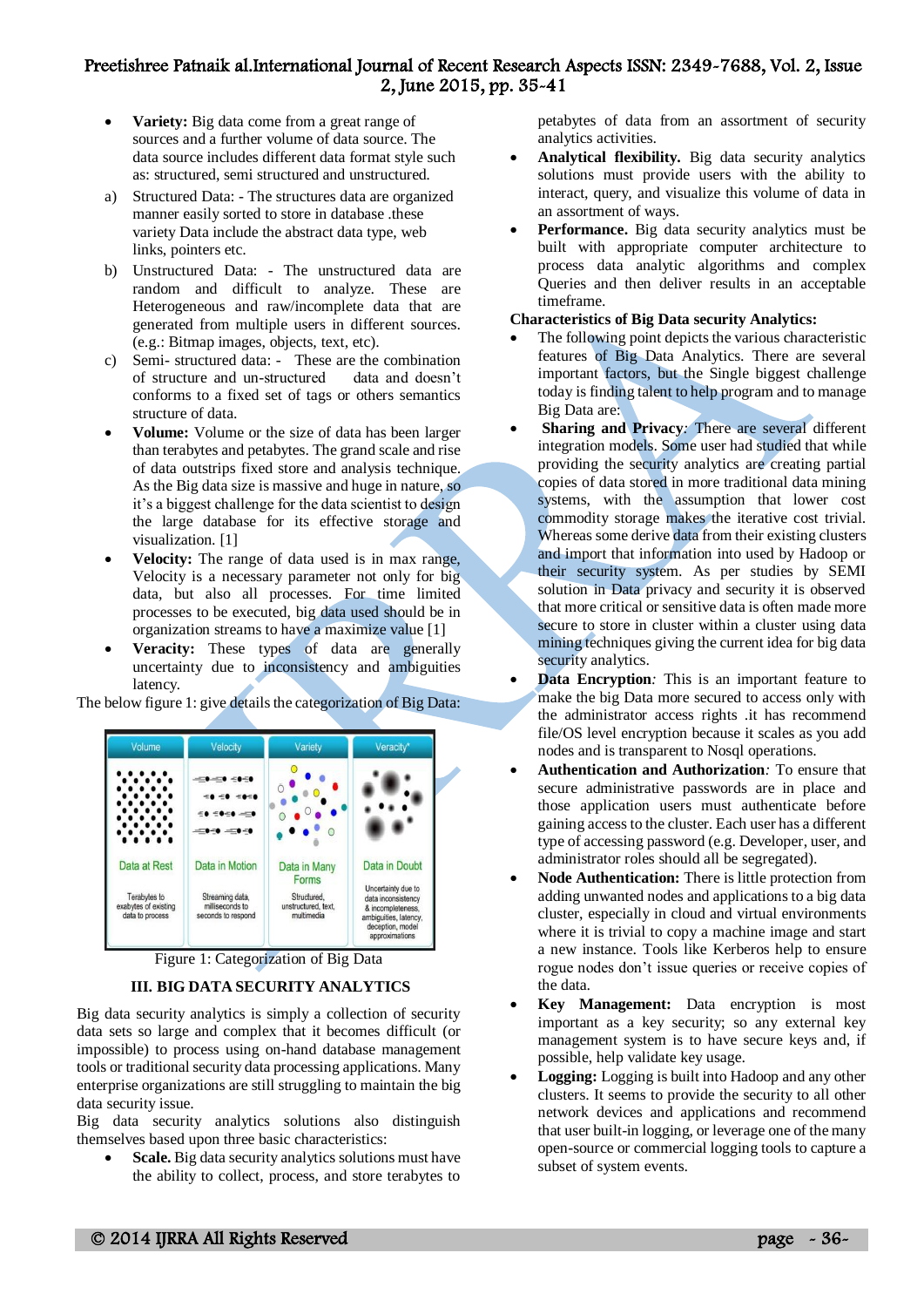- **Variety:** Big data come from a great range of sources and a further volume of data source. The data source includes different data format style such as: structured, semi structured and unstructured.

a) Structured Data: - The structures data are organized manner easily sorted to store in database .these variety Data include the abstract data type, web links, pointers etc.

b) Unstructured Data: - The unstructured data are random and difficult to analyze. These are Heterogeneous and raw/incomplete data that are generated from multiple users in different sources. (e.g.: Bitmap images, objects, text, etc).

c) Semi- structured data: - These are the combination of structure and un-structured data and doesn't conforms to a fixed set of tags or others semantics structure of data.

- **Volume:** Volume or the size of data has been larger than terabytes and petabytes. The grand scale and rise of data outstrips fixed store and analysis technique. As the Big data size is massive and huge in nature, so it's a biggest challenge for the data scientist to design the large database for its effective storage and visualization. [1]
- **Velocity:** The range of data used is in max range, Velocity is a necessary parameter not only for big data, but also all processes. For time limited processes to be executed, big data used should be in organization streams to have a maximize value [1]
- **Veracity:** These types of data are generally uncertainty due to inconsistency and ambiguities latency.

The below figure 1: give details the categorization of Big Data:

| Volume | Velocity | Variety | Veracity* |
|---|---|---|---|
| Data at Rest | Data in Motion | Data in Many Forms | Data in Doubt |
| Terabytes to exabytes of existing data to process | Streaming data, milliseconds to seconds to respond | Structured, unstructured, text, multimedia | Uncertainty due to data inconsistency & incompleteness, ambiguities, latency, deception, model approximations |

Figure 1: Categorization of Big Data

## III. BIG DATA SECURITY ANALYTICS

Big data security analytics is simply a collection of security data sets so large and complex that it becomes difficult (or impossible) to process using on-hand database management tools or traditional security data processing applications. Many enterprise organizations are still struggling to maintain the big data security issue.

Big data security analytics solutions also distinguish themselves based upon three basic characteristics:

- **Scale.** Big data security analytics solutions must have the ability to collect, process, and store terabytes to petabytes of data from an assortment of security analytics activities.
- **Analytical flexibility.** Big data security analytics solutions must provide users with the ability to interact, query, and visualize this volume of data in an assortment of ways.
- **Performance.** Big data security analytics must be built with appropriate computer architecture to process data analytic algorithms and complex Queries and then deliver results in an acceptable timeframe.

**Characteristics of Big Data security Analytics:**

- The following point depicts the various characteristic features of Big Data Analytics. There are several important factors, but the Single biggest challenge today is finding talent to help program and to manage Big Data are:
- **Sharing and Privacy**: There are several different integration models. Some user had studied that while providing the security analytics are creating partial copies of data stored in more traditional data mining systems, with the assumption that lower cost commodity storage makes the iterative cost trivial. Whereas some derive data from their existing clusters and import that information into used by Hadoop or their security system. As per studies by SEMI solution in Data privacy and security it is observed that more critical or sensitive data is often made more secure to store in cluster within a cluster using data mining techniques giving the current idea for big data security analytics.
- **Data Encryption**: This is an important feature to make the big Data more secured to access only with the administrator access rights .it has recommend file/OS level encryption because it scales as you add nodes and is transparent to Nosql operations.
- **Authentication and Authorization**: To ensure that secure administrative passwords are in place and those application users must authenticate before gaining access to the cluster. Each user has a different type of accessing password (e.g. Developer, user, and administrator roles should all be segregated).
- **Node Authentication:** There is little protection from adding unwanted nodes and applications to a big data cluster, especially in cloud and virtual environments where it is trivial to copy a machine image and start a new instance. Tools like Kerberos help to ensure rogue nodes don't issue queries or receive copies of the data.
- **Key Management:** Data encryption is most important as a key security; so any external key management system is to have secure keys and, if possible, help validate key usage.
- **Logging:** Logging is built into Hadoop and any other clusters. It seems to provide the security to all other network devices and applications and recommend that user built-in logging, or leverage one of the many open-source or commercial logging tools to capture a subset of system events.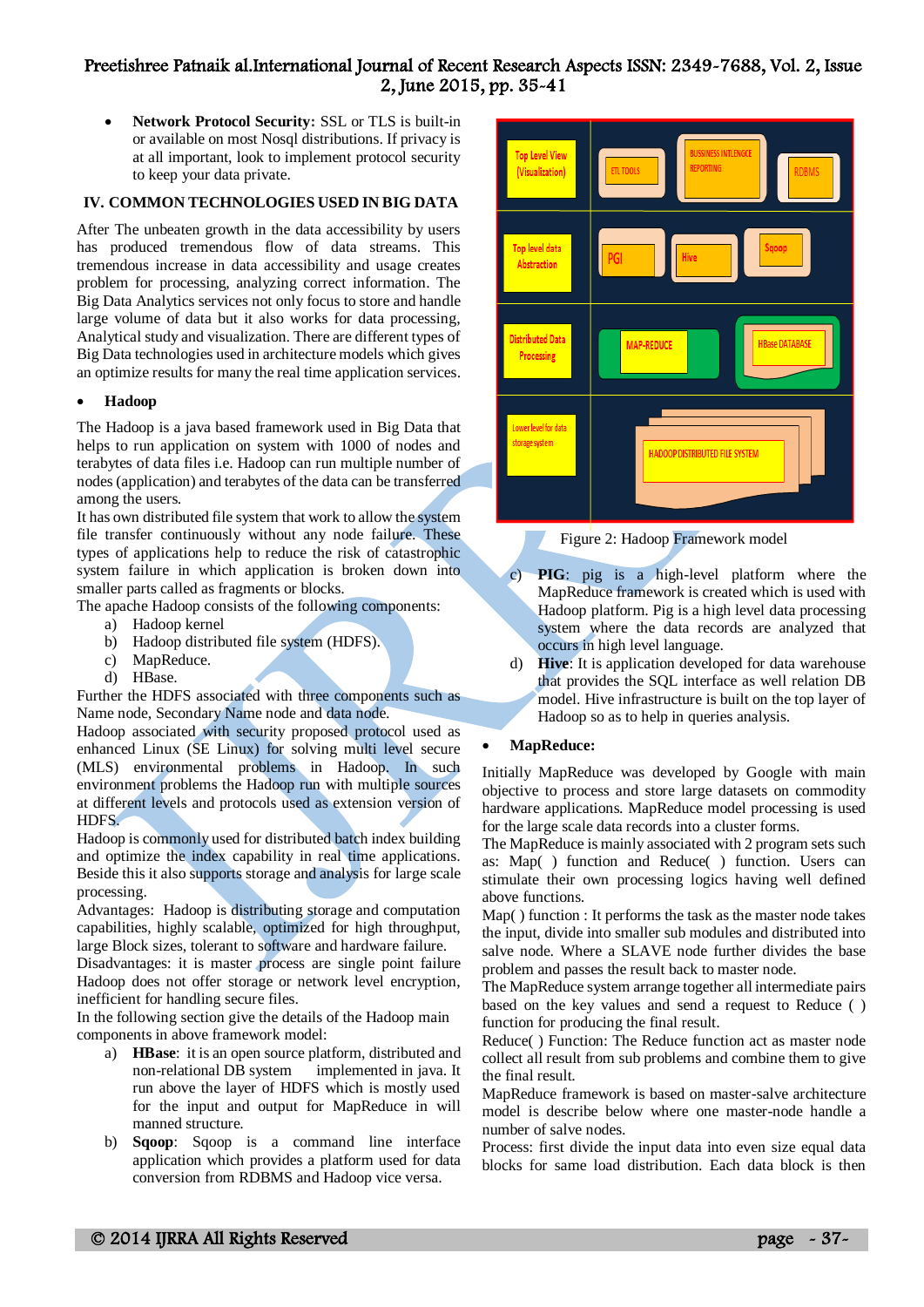- **Network Protocol Security:** SSL or TLS is built-in or available on most Nosql distributions. If privacy is at all important, look to implement protocol security to keep your data private.

## IV. COMMON TECHNOLOGIES USED IN BIG DATA

After The unbeaten growth in the data accessibility by users has produced tremendous flow of data streams. This tremendous increase in data accessibility and usage creates problem for processing, analyzing correct information. The Big Data Analytics services not only focus to store and handle large volume of data but it also works for data processing, Analytical study and visualization. There are different types of Big Data technologies used in architecture models which gives an optimize results for many the real time application services.

- **Hadoop**

The Hadoop is a java based framework used in Big Data that helps to run application on system with 1000 of nodes and terabytes of data files i.e. Hadoop can run multiple number of nodes (application) and terabytes of the data can be transferred among the users.

It has own distributed file system that work to allow the system file transfer continuously without any node failure. These types of applications help to reduce the risk of catastrophic system failure in which application is broken down into smaller parts called as fragments or blocks.

The apache Hadoop consists of the following components:

a) Hadoop kernel
b) Hadoop distributed file system (HDFS).
c) MapReduce.
d) HBase.

Further the HDFS associated with three components such as Name node, Secondary Name node and data node.

Hadoop associated with security proposed protocol used as enhanced Linux (SE Linux) for solving multi level secure (MLS) environmental problems in Hadoop. In such environment problems the Hadoop run with multiple sources at different levels and protocols used as extension version of HDFS.

Hadoop is commonly used for distributed batch index building and optimize the index capability in real time applications. Beside this it also supports storage and analysis for large scale processing.

Advantages: Hadoop is distributing storage and computation capabilities, highly scalable, optimized for high throughput, large Block sizes, tolerant to software and hardware failure.

Disadvantages: it is master process are single point failure Hadoop does not offer storage or network level encryption, inefficient for handling secure files.

In the following section give the details of the Hadoop main components in above framework model:

a) **HBase**: it is an open source platform, distributed and non-relational DB system implemented in java. It run above the layer of HDFS which is mostly used for the input and output for MapReduce in will manned structure.
b) **Sqoop**: Sqoop is a command line interface application which provides a platform used for data conversion from RDBMS and Hadoop vice versa.

Figure 2: Hadoop Framework model

c) **PIG**: pig is a high-level platform where the MapReduce framework is created which is used with Hadoop platform. Pig is a high level data processing system where the data records are analyzed that occurs in high level language.
d) **Hive**: It is application developed for data warehouse that provides the SQL interface as well relation DB model. Hive infrastructure is built on the top layer of Hadoop so as to help in queries analysis.

- **MapReduce:**

Initially MapReduce was developed by Google with main objective to process and store large datasets on commodity hardware applications. MapReduce model processing is used for the large scale data records into a cluster forms.

The MapReduce is mainly associated with 2 program sets such as: Map( ) function and Reduce( ) function. Users can stimulate their own processing logics having well defined above functions.

Map( ) function : It performs the task as the master node takes the input, divide into smaller sub modules and distributed into salve node. Where a SLAVE node further divides the base problem and passes the result back to master node.

The MapReduce system arrange together all intermediate pairs based on the key values and send a request to Reduce ( ) function for producing the final result.

Reduce( ) Function: The Reduce function act as master node collect all result from sub problems and combine them to give the final result.

MapReduce framework is based on master-salve architecture model is describe below where one master-node handle a number of salve nodes.

Process: first divide the input data into even size equal data blocks for same load distribution. Each data block is then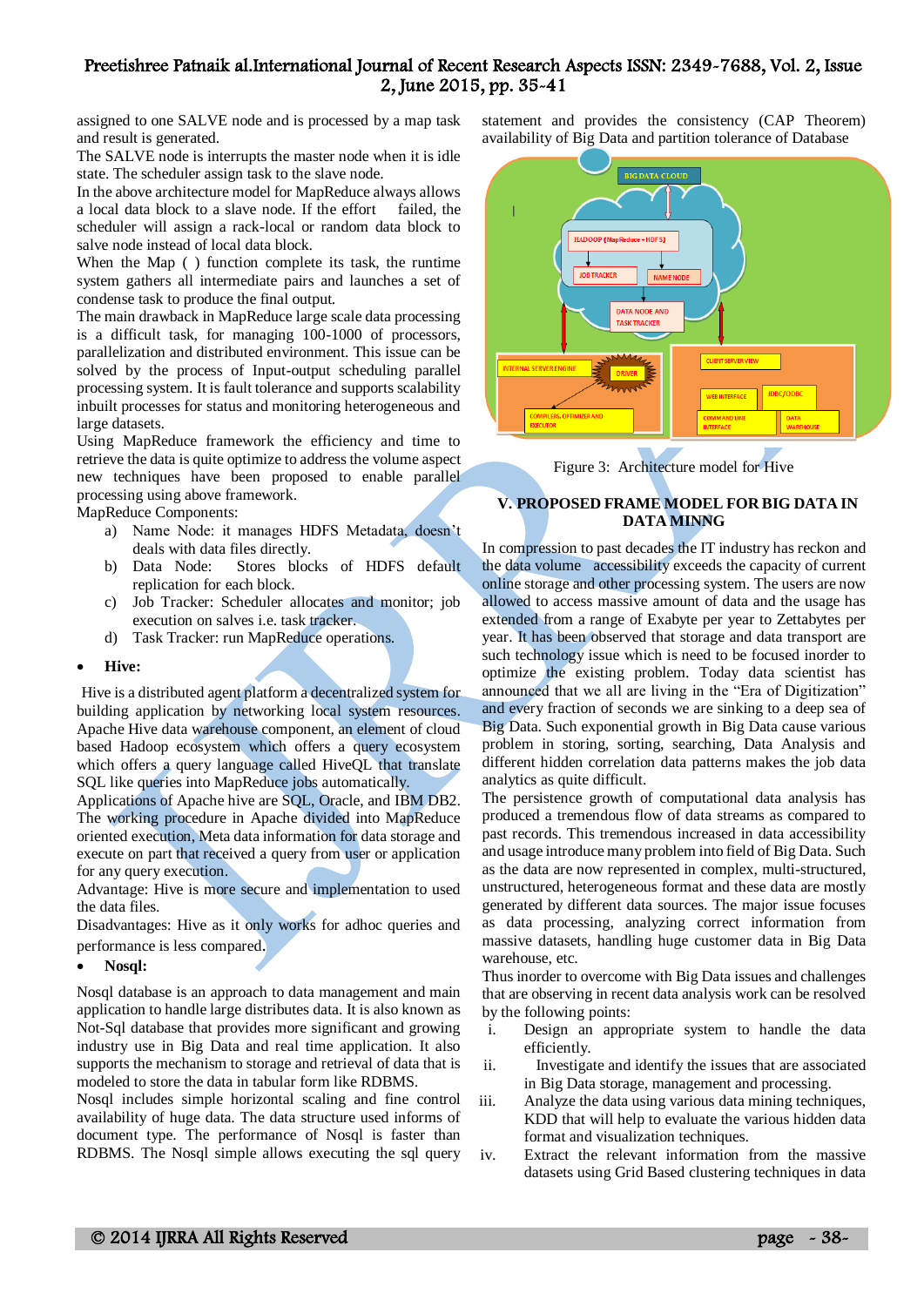assigned to one SALVE node and is processed by a map task and result is generated.

The SALVE node is interrupts the master node when it is idle state. The scheduler assign task to the slave node.

In the above architecture model for MapReduce always allows a local data block to a slave node. If the effort failed, the scheduler will assign a rack-local or random data block to salve node instead of local data block.

When the Map ( ) function complete its task, the runtime system gathers all intermediate pairs and launches a set of condense task to produce the final output.

The main drawback in MapReduce large scale data processing is a difficult task, for managing 100-1000 of processors, parallelization and distributed environment. This issue can be solved by the process of Input-output scheduling parallel processing system. It is fault tolerance and supports scalability inbuilt processes for status and monitoring heterogeneous and large datasets.

Using MapReduce framework the efficiency and time to retrieve the data is quite optimize to address the volume aspect new techniques have been proposed to enable parallel processing using above framework.

MapReduce Components:

a) Name Node: it manages HDFS Metadata, doesn't deals with data files directly.
b) Data Node: Stores blocks of HDFS default replication for each block.
c) Job Tracker: Scheduler allocates and monitor; job execution on salves i.e. task tracker.
d) Task Tracker: run MapReduce operations.

- **Hive:**

Hive is a distributed agent platform a decentralized system for building application by networking local system resources. Apache Hive data warehouse component, an element of cloud based Hadoop ecosystem which offers a query ecosystem which offers a query language called HiveQL that translate SQL like queries into MapReduce jobs automatically.

Applications of Apache hive are SQL, Oracle, and IBM DB2.

The working procedure in Apache divided into MapReduce oriented execution, Meta data information for data storage and execute on part that received a query from user or application for any query execution.

Advantage: Hive is more secure and implementation to used the data files.

Disadvantages: Hive as it only works for adhoc queries and performance is less compared.

- **Nosql:**

Nosql database is an approach to data management and main application to handle large distributes data. It is also known as Not-Sql database that provides more significant and growing industry use in Big Data and real time application. It also supports the mechanism to storage and retrieval of data that is modeled to store the data in tabular form like RDBMS.

Nosql includes simple horizontal scaling and fine control availability of huge data. The data structure used informs of document type. The performance of Nosql is faster than RDBMS. The Nosql simple allows executing the sql query statement and provides the consistency (CAP Theorem) availability of Big Data and partition tolerance of Database

Figure 3: Architecture model for Hive

## V. PROPOSED FRAME MODEL FOR BIG DATA IN DATA MINNG

In compression to past decades the IT industry has reckon and the data volume accessibility exceeds the capacity of current online storage and other processing system. The users are now allowed to access massive amount of data and the usage has extended from a range of Exabyte per year to Zettabytes per year. It has been observed that storage and data transport are such technology issue which is need to be focused inorder to optimize the existing problem. Today data scientist has announced that we all are living in the "Era of Digitization" and every fraction of seconds we are sinking to a deep sea of Big Data. Such exponential growth in Big Data cause various problem in storing, sorting, searching, Data Analysis and different hidden correlation data patterns makes the job data analytics as quite difficult.

The persistence growth of computational data analysis has produced a tremendous flow of data streams as compared to past records. This tremendous increased in data accessibility and usage introduce many problem into field of Big Data. Such as the data are now represented in complex, multi-structured, unstructured, heterogeneous format and these data are mostly generated by different data sources. The major issue focuses as data processing, analyzing correct information from massive datasets, handling huge customer data in Big Data warehouse, etc.

Thus inorder to overcome with Big Data issues and challenges that are observing in recent data analysis work can be resolved by the following points:

i. Design an appropriate system to handle the data efficiently.
ii. Investigate and identify the issues that are associated in Big Data storage, management and processing.
iii. Analyze the data using various data mining techniques, KDD that will help to evaluate the various hidden data format and visualization techniques.
iv. Extract the relevant information from the massive datasets using Grid Based clustering techniques in data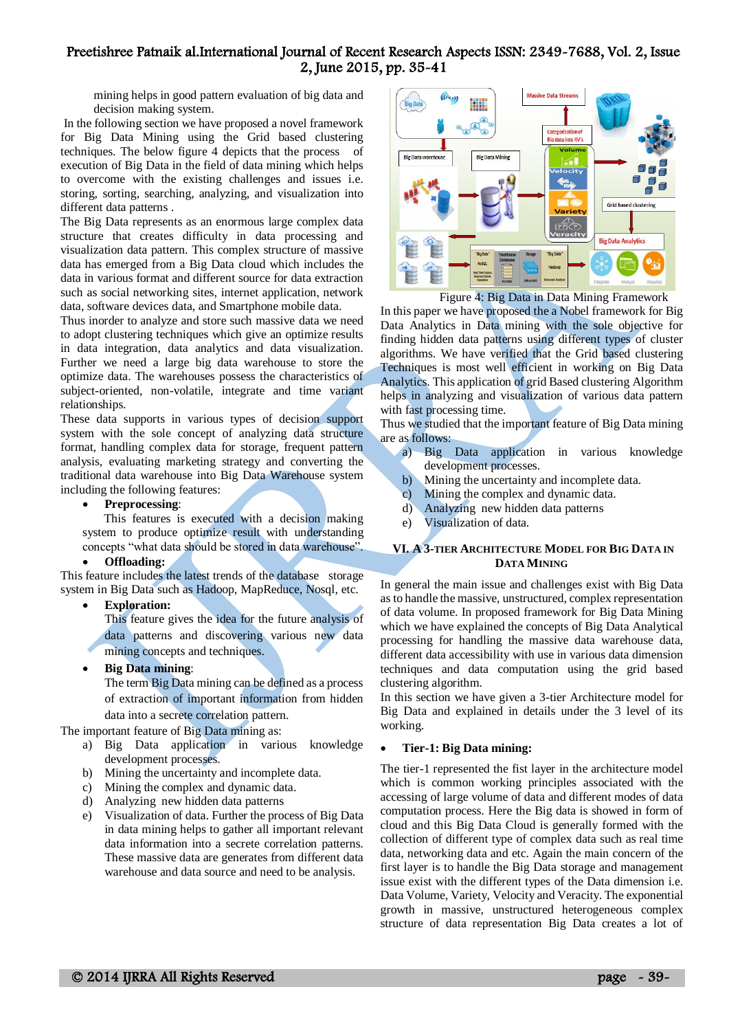mining helps in good pattern evaluation of big data and decision making system.

In the following section we have proposed a novel framework for Big Data Mining using the Grid based clustering techniques. The below figure 4 depicts that the process of execution of Big Data in the field of data mining which helps to overcome with the existing challenges and issues i.e. storing, sorting, searching, analyzing, and visualization into different data patterns .

The Big Data represents as an enormous large complex data structure that creates difficulty in data processing and visualization data pattern. This complex structure of massive data has emerged from a Big Data cloud which includes the data in various format and different source for data extraction such as social networking sites, internet application, network data, software devices data, and Smartphone mobile data.

Thus inorder to analyze and store such massive data we need to adopt clustering techniques which give an optimize results in data integration, data analytics and data visualization. Further we need a large big data warehouse to store the optimize data. The warehouses possess the characteristics of subject-oriented, non-volatile, integrate and time variant relationships.

These data supports in various types of decision support system with the sole concept of analyzing data structure format, handling complex data for storage, frequent pattern analysis, evaluating marketing strategy and converting the traditional data warehouse into Big Data Warehouse system including the following features:

- **Preprocessing**:
  This features is executed with a decision making system to produce optimize result with understanding concepts "what data should be stored in data warehouse".
- **Offloading:**

This feature includes the latest trends of the database storage system in Big Data such as Hadoop, MapReduce, Nosql, etc.

- **Exploration:**
  This feature gives the idea for the future analysis of data patterns and discovering various new data mining concepts and techniques.
- **Big Data mining**:
  The term Big Data mining can be defined as a process of extraction of important information from hidden data into a secrete correlation pattern.

The important feature of Big Data mining as:

a) Big Data application in various knowledge development processes.
b) Mining the uncertainty and incomplete data.
c) Mining the complex and dynamic data.
d) Analyzing new hidden data patterns
e) Visualization of data. Further the process of Big Data in data mining helps to gather all important relevant data information into a secrete correlation patterns. These massive data are generates from different data warehouse and data source and need to be analysis.

Figure 4: Big Data in Data Mining Framework

In this paper we have proposed the a Nobel framework for Big Data Analytics in Data mining with the sole objective for finding hidden data patterns using different types of cluster algorithms. We have verified that the Grid based clustering Techniques is most well efficient in working on Big Data Analytics. This application of grid Based clustering Algorithm helps in analyzing and visualization of various data pattern with fast processing time.

Thus we studied that the important feature of Big Data mining are as follows:

a) Big Data application in various knowledge development processes.
b) Mining the uncertainty and incomplete data.
c) Mining the complex and dynamic data.
d) Analyzing new hidden data patterns
e) Visualization of data.

## VI. A 3-Tier Architecture Model for Big Data in Data Mining

In general the main issue and challenges exist with Big Data as to handle the massive, unstructured, complex representation of data volume. In proposed framework for Big Data Mining which we have explained the concepts of Big Data Analytical processing for handling the massive data warehouse data, different data accessibility with use in various data dimension techniques and data computation using the grid based clustering algorithm.

In this section we have given a 3-tier Architecture model for Big Data and explained in details under the 3 level of its working.

- **Tier-1: Big Data mining:**

The tier-1 represented the fist layer in the architecture model which is common working principles associated with the accessing of large volume of data and different modes of data computation process. Here the Big data is showed in form of cloud and this Big Data Cloud is generally formed with the collection of different type of complex data such as real time data, networking data and etc. Again the main concern of the first layer is to handle the Big Data storage and management issue exist with the different types of the Data dimension i.e. Data Volume, Variety, Velocity and Veracity. The exponential growth in massive, unstructured heterogeneous complex structure of data representation Big Data creates a lot of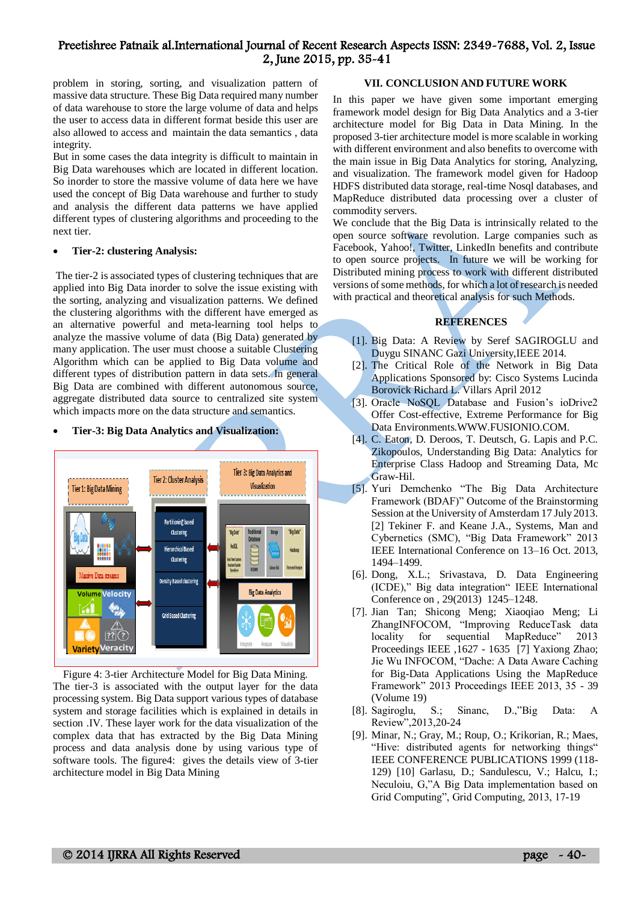problem in storing, sorting, and visualization pattern of massive data structure. These Big Data required many number of data warehouse to store the large volume of data and helps the user to access data in different format beside this user are also allowed to access and maintain the data semantics , data integrity.

But in some cases the data integrity is difficult to maintain in Big Data warehouses which are located in different location. So inorder to store the massive volume of data here we have used the concept of Big Data warehouse and further to study and analysis the different data patterns we have applied different types of clustering algorithms and proceeding to the next tier.

- **Tier-2: clustering Analysis:**

The tier-2 is associated types of clustering techniques that are applied into Big Data inorder to solve the issue existing with the sorting, analyzing and visualization patterns. We defined the clustering algorithms with the different have emerged as an alternative powerful and meta-learning tool helps to analyze the massive volume of data (Big Data) generated by many application. The user must choose a suitable Clustering Algorithm which can be applied to Big Data volume and different types of distribution pattern in data sets. In general Big Data are combined with different autonomous source, aggregate distributed data source to centralized site system which impacts more on the data structure and semantics.

- **Tier-3: Big Data Analytics and Visualization:**

Figure 4: 3-tier Architecture Model for Big Data Mining.

The tier-3 is associated with the output layer for the data processing system. Big Data support various types of database system and storage facilities which is explained in details in section .IV. These layer work for the data visualization of the complex data that has extracted by the Big Data Mining process and data analysis done by using various type of software tools. The figure4: gives the details view of 3-tier architecture model in Big Data Mining

## VII. CONCLUSION AND FUTURE WORK

In this paper we have given some important emerging framework model design for Big Data Analytics and a 3-tier architecture model for Big Data in Data Mining. In the proposed 3-tier architecture model is more scalable in working with different environment and also benefits to overcome with the main issue in Big Data Analytics for storing, Analyzing, and visualization. The framework model given for Hadoop HDFS distributed data storage, real-time Nosql databases, and MapReduce distributed data processing over a cluster of commodity servers.

We conclude that the Big Data is intrinsically related to the open source software revolution. Large companies such as Facebook, Yahoo!, Twitter, LinkedIn benefits and contribute to open source projects. In future we will be working for Distributed mining process to work with different distributed versions of some methods, for which a lot of research is needed with practical and theoretical analysis for such Methods.

## REFERENCES

[1]. Big Data: A Review by Seref SAGIROGLU and Duygu SINANC Gazi University,IEEE 2014.

[2]. The Critical Role of the Network in Big Data Applications Sponsored by: Cisco Systems Lucinda Borovick Richard L. Villars April 2012

[3]. Oracle NoSQL Database and Fusion's ioDrive2 Offer Cost-effective, Extreme Performance for Big Data Environments.WWW.FUSIONIO.COM.

[4]. C. Eaton, D. Deroos, T. Deutsch, G. Lapis and P.C. Zikopoulos, Understanding Big Data: Analytics for Enterprise Class Hadoop and Streaming Data, Mc Graw-Hil.

[5]. Yuri Demchenko "The Big Data Architecture Framework (BDAF)" Outcome of the Brainstorming Session at the University of Amsterdam 17 July 2013. [2] Tekiner F. and Keane J.A., Systems, Man and Cybernetics (SMC), "Big Data Framework" 2013 IEEE International Conference on 13–16 Oct. 2013, 1494–1499.

[6]. Dong, X.L.; Srivastava, D. Data Engineering (ICDE)," Big data integration" IEEE International Conference on , 29(2013) 1245–1248.

[7]. Jian Tan; Shicong Meng; Xiaoqiao Meng; Li ZhangINFOCOM, "Improving ReduceTask data locality for sequential MapReduce" 2013 Proceedings IEEE ,1627 - 1635 [7] Yaxiong Zhao; Jie Wu INFOCOM, "Dache: A Data Aware Caching for Big-Data Applications Using the MapReduce Framework" 2013 Proceedings IEEE 2013, 35 - 39 (Volume 19)

[8]. Sagiroglu, S.; Sinanc, D.,"Big Data: A Review",2013,20-24

[9]. Minar, N.; Gray, M.; Roup, O.; Krikorian, R.; Maes, "Hive: distributed agents for networking things" IEEE CONFERENCE PUBLICATIONS 1999 (118-129) [10] Garlasu, D.; Sandulescu, V.; Halcu, I.; Neculoiu, G,"A Big Data implementation based on Grid Computing", Grid Computing, 2013, 17-19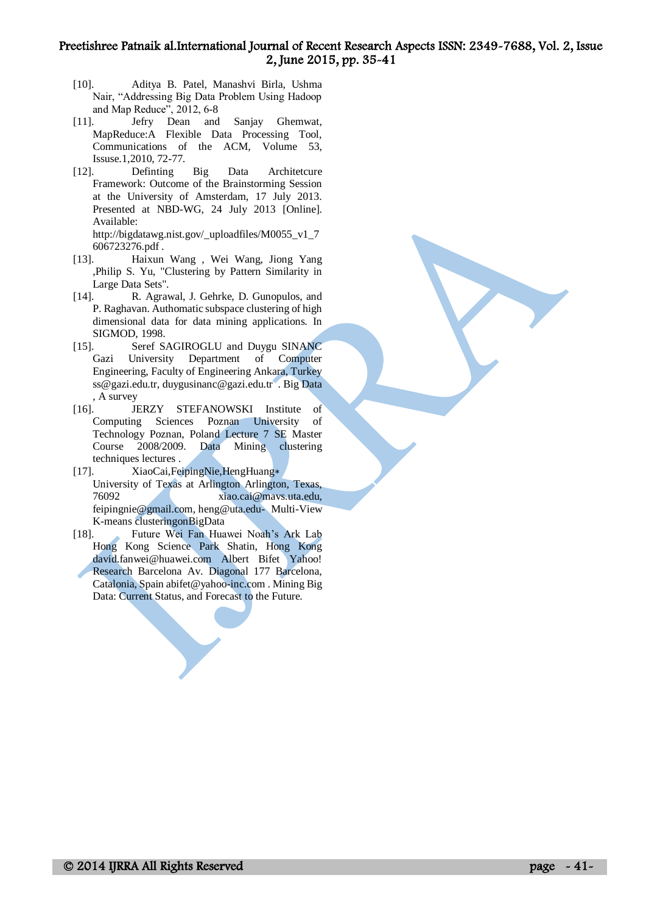[10]. Aditya B. Patel, Manashvi Birla, Ushma Nair, "Addressing Big Data Problem Using Hadoop and Map Reduce", 2012, 6-8

[11]. Jefry Dean and Sanjay Ghemwat, MapReduce:A Flexible Data Processing Tool, Communications of the ACM, Volume 53, Issuse.1,2010, 72-77.

[12]. Definting Big Data Architetcure Framework: Outcome of the Brainstorming Session at the University of Amsterdam, 17 July 2013. Presented at NBD-WG, 24 July 2013 [Online]. Available: http://bigdatawg.nist.gov/_uploadfiles/M0055_v1_7606723276.pdf .

[13]. Haixun Wang , Wei Wang, Jiong Yang ,Philip S. Yu, "Clustering by Pattern Similarity in Large Data Sets".

[14]. R. Agrawal, J. Gehrke, D. Gunopulos, and P. Raghavan. Authomatic subspace clustering of high dimensional data for data mining applications. In SIGMOD, 1998.

[15]. Seref SAGIROGLU and Duygu SINANC Gazi University Department of Computer Engineering, Faculty of Engineering Ankara, Turkey ss@gazi.edu.tr, duygusinanc@gazi.edu.tr . Big Data , A survey

[16]. JERZY STEFANOWSKI Institute of Computing Sciences Poznan University of Technology Poznan, Poland Lecture 7 SE Master Course 2008/2009. Data Mining clustering techniques lectures .

[17]. XiaoCai,FeipingNie,HengHuang∗ University of Texas at Arlington Arlington, Texas, 76092 xiao.cai@mavs.uta.edu, feipingnie@gmail.com, heng@uta.edu- Multi-View K-means clusteringonBigData

[18]. Future Wei Fan Huawei Noah's Ark Lab Hong Kong Science Park Shatin, Hong Kong david.fanwei@huawei.com Albert Bifet Yahoo! Research Barcelona Av. Diagonal 177 Barcelona, Catalonia, Spain abifet@yahoo-inc.com . Mining Big Data: Current Status, and Forecast to the Future.